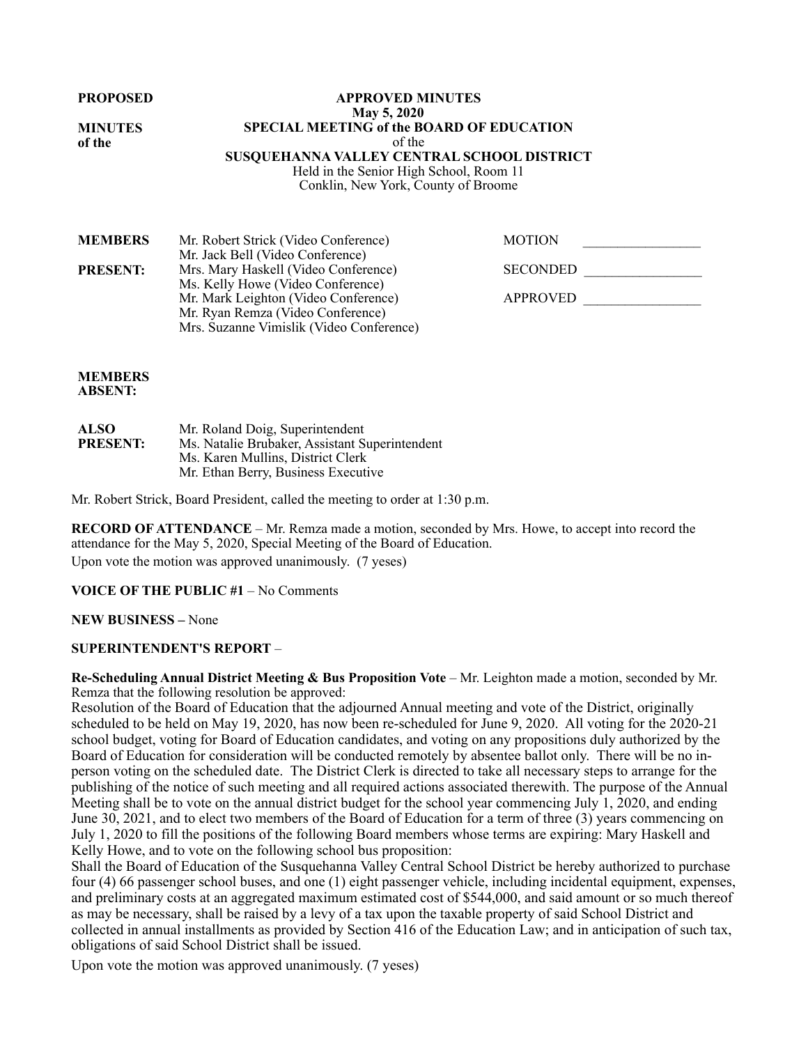**PROPOSED**

**MINUTES of the**

**APPROVED MINUTES**
**May 5, 2020**
**SPECIAL MEETING of the BOARD OF EDUCATION**
of the
**SUSQUEHANNA VALLEY CENTRAL SCHOOL DISTRICT**
Held in the Senior High School, Room 11
Conklin, New York, County of Broome

| | | | |
|---|---|---|---|
| **MEMBERS PRESENT:** | Mr. Robert Strick (Video Conference)<br>Mr. Jack Bell (Video Conference)<br>Mrs. Mary Haskell (Video Conference)<br>Ms. Kelly Howe (Video Conference)<br>Mr. Mark Leighton (Video Conference)<br>Mr. Ryan Remza (Video Conference)<br>Mrs. Suzanne Vimislik (Video Conference) | MOTION<br><br>SECONDED<br><br>APPROVED | \_\_\_\_\_\_\_\_\_\_\_\_\_\_\_\_\_<br><br>\_\_\_\_\_\_\_\_\_\_\_\_\_\_\_\_\_<br><br>\_\_\_\_\_\_\_\_\_\_\_\_\_\_\_\_\_ |

**MEMBERS ABSENT:**

**ALSO PRESENT:**
Mr. Roland Doig, Superintendent
Ms. Natalie Brubaker, Assistant Superintendent
Ms. Karen Mullins, District Clerk
Mr. Ethan Berry, Business Executive

Mr. Robert Strick, Board President, called the meeting to order at 1:30 p.m.

**RECORD OF ATTENDANCE** – Mr. Remza made a motion, seconded by Mrs. Howe, to accept into record the attendance for the May 5, 2020, Special Meeting of the Board of Education.
Upon vote the motion was approved unanimously. (7 yeses)

**VOICE OF THE PUBLIC #1** – No Comments

**NEW BUSINESS –** None

**SUPERINTENDENT'S REPORT** –

**Re-Scheduling Annual District Meeting & Bus Proposition Vote** – Mr. Leighton made a motion, seconded by Mr. Remza that the following resolution be approved:
Resolution of the Board of Education that the adjourned Annual meeting and vote of the District, originally scheduled to be held on May 19, 2020, has now been re-scheduled for June 9, 2020. All voting for the 2020-21 school budget, voting for Board of Education candidates, and voting on any propositions duly authorized by the Board of Education for consideration will be conducted remotely by absentee ballot only. There will be no in-person voting on the scheduled date. The District Clerk is directed to take all necessary steps to arrange for the publishing of the notice of such meeting and all required actions associated therewith. The purpose of the Annual Meeting shall be to vote on the annual district budget for the school year commencing July 1, 2020, and ending June 30, 2021, and to elect two members of the Board of Education for a term of three (3) years commencing on July 1, 2020 to fill the positions of the following Board members whose terms are expiring: Mary Haskell and Kelly Howe, and to vote on the following school bus proposition:
Shall the Board of Education of the Susquehanna Valley Central School District be hereby authorized to purchase four (4) 66 passenger school buses, and one (1) eight passenger vehicle, including incidental equipment, expenses, and preliminary costs at an aggregated maximum estimated cost of $544,000, and said amount or so much thereof as may be necessary, shall be raised by a levy of a tax upon the taxable property of said School District and collected in annual installments as provided by Section 416 of the Education Law; and in anticipation of such tax, obligations of said School District shall be issued.

Upon vote the motion was approved unanimously. (7 yeses)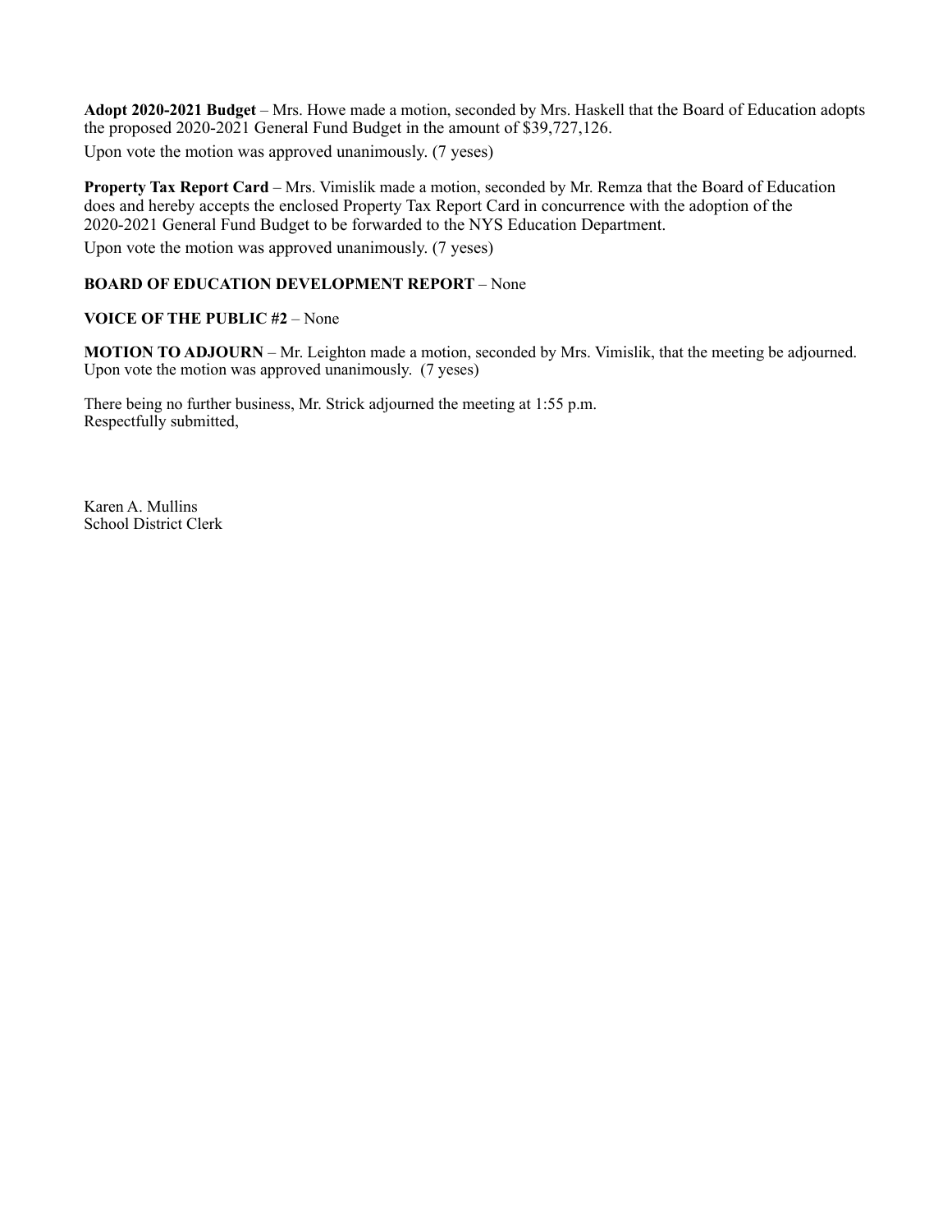**Adopt 2020-2021 Budget** – Mrs. Howe made a motion, seconded by Mrs. Haskell that the Board of Education adopts the proposed 2020-2021 General Fund Budget in the amount of $39,727,126.

Upon vote the motion was approved unanimously. (7 yeses)

**Property Tax Report Card** – Mrs. Vimislik made a motion, seconded by Mr. Remza that the Board of Education does and hereby accepts the enclosed Property Tax Report Card in concurrence with the adoption of the 2020-2021 General Fund Budget to be forwarded to the NYS Education Department.

Upon vote the motion was approved unanimously. (7 yeses)

**BOARD OF EDUCATION DEVELOPMENT REPORT** – None

**VOICE OF THE PUBLIC #2** – None

**MOTION TO ADJOURN** – Mr. Leighton made a motion, seconded by Mrs. Vimislik, that the meeting be adjourned. Upon vote the motion was approved unanimously. (7 yeses)

There being no further business, Mr. Strick adjourned the meeting at 1:55 p.m.
Respectfully submitted,

Karen A. Mullins
School District Clerk